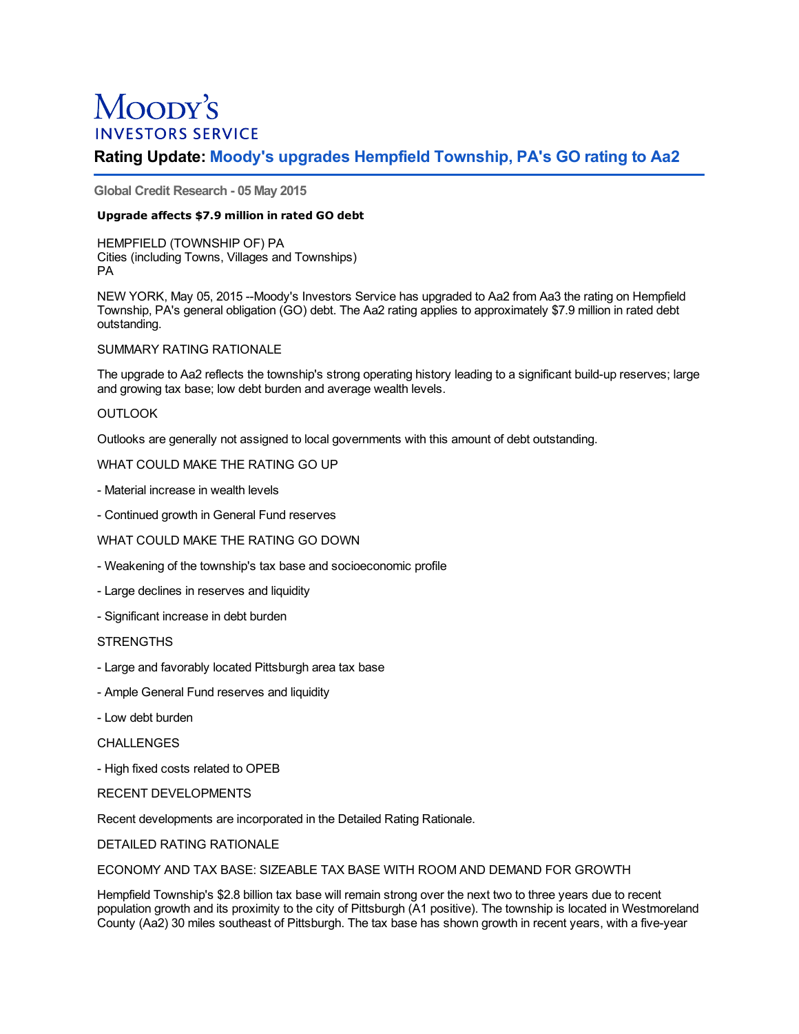# Moody's Investors Service

## Rating Update: Moody's upgrades Hempfield Township, PA's GO rating to Aa2

**Global Credit Research - 05 May 2015**

**Upgrade affects $7.9 million in rated GO debt**

HEMPFIELD (TOWNSHIP OF) PA
Cities (including Towns, Villages and Townships)
PA

NEW YORK, May 05, 2015 --Moody's Investors Service has upgraded to Aa2 from Aa3 the rating on Hempfield Township, PA's general obligation (GO) debt. The Aa2 rating applies to approximately $7.9 million in rated debt outstanding.

SUMMARY RATING RATIONALE

The upgrade to Aa2 reflects the township's strong operating history leading to a significant build-up reserves; large and growing tax base; low debt burden and average wealth levels.

OUTLOOK

Outlooks are generally not assigned to local governments with this amount of debt outstanding.

WHAT COULD MAKE THE RATING GO UP

- Material increase in wealth levels

- Continued growth in General Fund reserves

WHAT COULD MAKE THE RATING GO DOWN

- Weakening of the township's tax base and socioeconomic profile

- Large declines in reserves and liquidity

- Significant increase in debt burden

STRENGTHS

- Large and favorably located Pittsburgh area tax base

- Ample General Fund reserves and liquidity

- Low debt burden

CHALLENGES

- High fixed costs related to OPEB

RECENT DEVELOPMENTS

Recent developments are incorporated in the Detailed Rating Rationale.

DETAILED RATING RATIONALE

ECONOMY AND TAX BASE: SIZEABLE TAX BASE WITH ROOM AND DEMAND FOR GROWTH

Hempfield Township's $2.8 billion tax base will remain strong over the next two to three years due to recent population growth and its proximity to the city of Pittsburgh (A1 positive). The township is located in Westmoreland County (Aa2) 30 miles southeast of Pittsburgh. The tax base has shown growth in recent years, with a five-year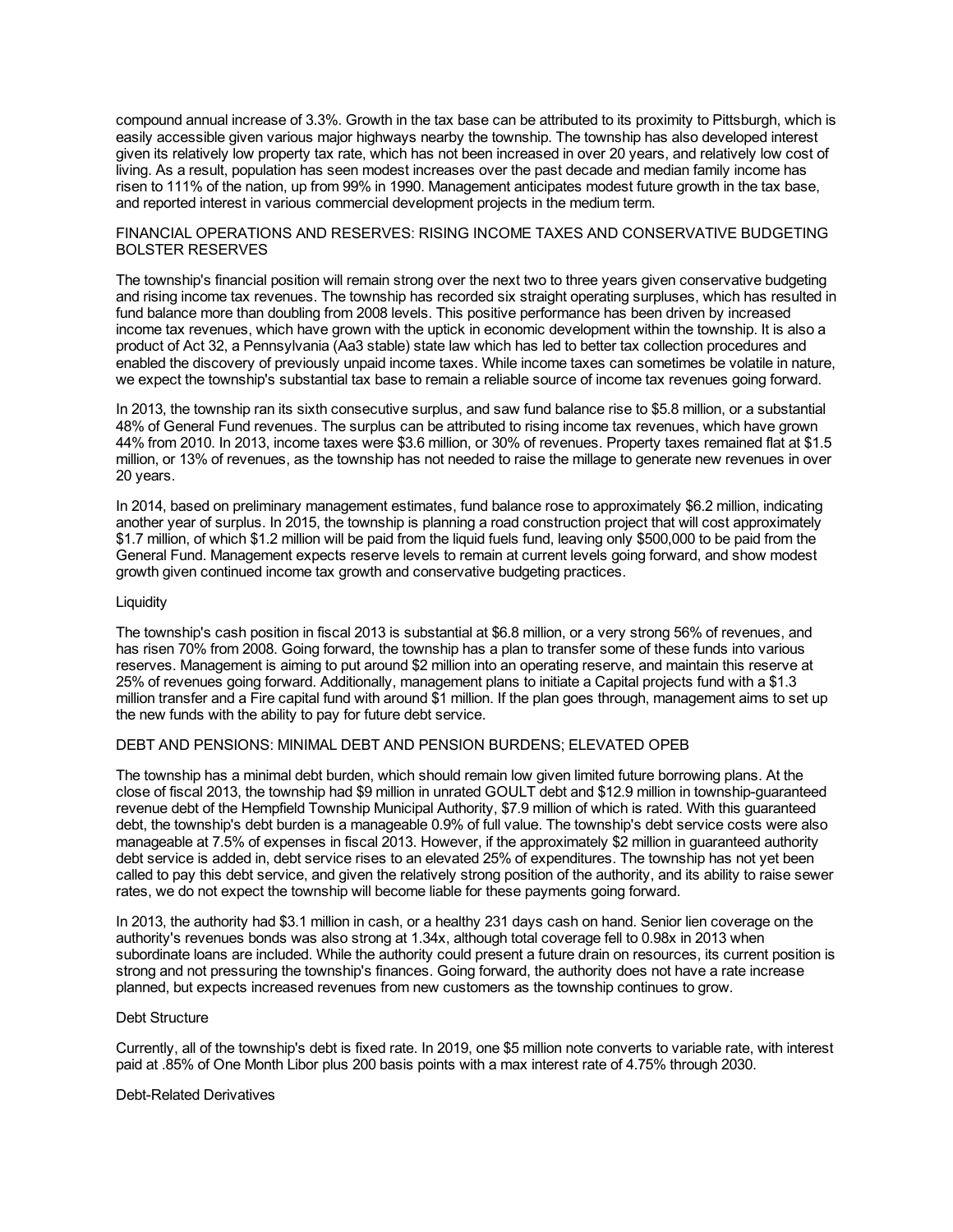compound annual increase of 3.3%. Growth in the tax base can be attributed to its proximity to Pittsburgh, which is easily accessible given various major highways nearby the township. The township has also developed interest given its relatively low property tax rate, which has not been increased in over 20 years, and relatively low cost of living. As a result, population has seen modest increases over the past decade and median family income has risen to 111% of the nation, up from 99% in 1990. Management anticipates modest future growth in the tax base, and reported interest in various commercial development projects in the medium term.

## FINANCIAL OPERATIONS AND RESERVES: RISING INCOME TAXES AND CONSERVATIVE BUDGETING BOLSTER RESERVES

The township's financial position will remain strong over the next two to three years given conservative budgeting and rising income tax revenues. The township has recorded six straight operating surpluses, which has resulted in fund balance more than doubling from 2008 levels. This positive performance has been driven by increased income tax revenues, which have grown with the uptick in economic development within the township. It is also a product of Act 32, a Pennsylvania (Aa3 stable) state law which has led to better tax collection procedures and enabled the discovery of previously unpaid income taxes. While income taxes can sometimes be volatile in nature, we expect the township's substantial tax base to remain a reliable source of income tax revenues going forward.

In 2013, the township ran its sixth consecutive surplus, and saw fund balance rise to $5.8 million, or a substantial 48% of General Fund revenues. The surplus can be attributed to rising income tax revenues, which have grown 44% from 2010. In 2013, income taxes were $3.6 million, or 30% of revenues. Property taxes remained flat at $1.5 million, or 13% of revenues, as the township has not needed to raise the millage to generate new revenues in over 20 years.

In 2014, based on preliminary management estimates, fund balance rose to approximately $6.2 million, indicating another year of surplus. In 2015, the township is planning a road construction project that will cost approximately $1.7 million, of which $1.2 million will be paid from the liquid fuels fund, leaving only $500,000 to be paid from the General Fund. Management expects reserve levels to remain at current levels going forward, and show modest growth given continued income tax growth and conservative budgeting practices.

### Liquidity

The township's cash position in fiscal 2013 is substantial at $6.8 million, or a very strong 56% of revenues, and has risen 70% from 2008. Going forward, the township has a plan to transfer some of these funds into various reserves. Management is aiming to put around $2 million into an operating reserve, and maintain this reserve at 25% of revenues going forward. Additionally, management plans to initiate a Capital projects fund with a $1.3 million transfer and a Fire capital fund with around $1 million. If the plan goes through, management aims to set up the new funds with the ability to pay for future debt service.

## DEBT AND PENSIONS: MINIMAL DEBT AND PENSION BURDENS; ELEVATED OPEB

The township has a minimal debt burden, which should remain low given limited future borrowing plans. At the close of fiscal 2013, the township had $9 million in unrated GOULT debt and $12.9 million in township-guaranteed revenue debt of the Hempfield Township Municipal Authority, $7.9 million of which is rated. With this guaranteed debt, the township's debt burden is a manageable 0.9% of full value. The township's debt service costs were also manageable at 7.5% of expenses in fiscal 2013. However, if the approximately $2 million in guaranteed authority debt service is added in, debt service rises to an elevated 25% of expenditures. The township has not yet been called to pay this debt service, and given the relatively strong position of the authority, and its ability to raise sewer rates, we do not expect the township will become liable for these payments going forward.

In 2013, the authority had $3.1 million in cash, or a healthy 231 days cash on hand. Senior lien coverage on the authority's revenues bonds was also strong at 1.34x, although total coverage fell to 0.98x in 2013 when subordinate loans are included. While the authority could present a future drain on resources, its current position is strong and not pressuring the township's finances. Going forward, the authority does not have a rate increase planned, but expects increased revenues from new customers as the township continues to grow.

### Debt Structure

Currently, all of the township's debt is fixed rate. In 2019, one $5 million note converts to variable rate, with interest paid at .85% of One Month Libor plus 200 basis points with a max interest rate of 4.75% through 2030.

### Debt-Related Derivatives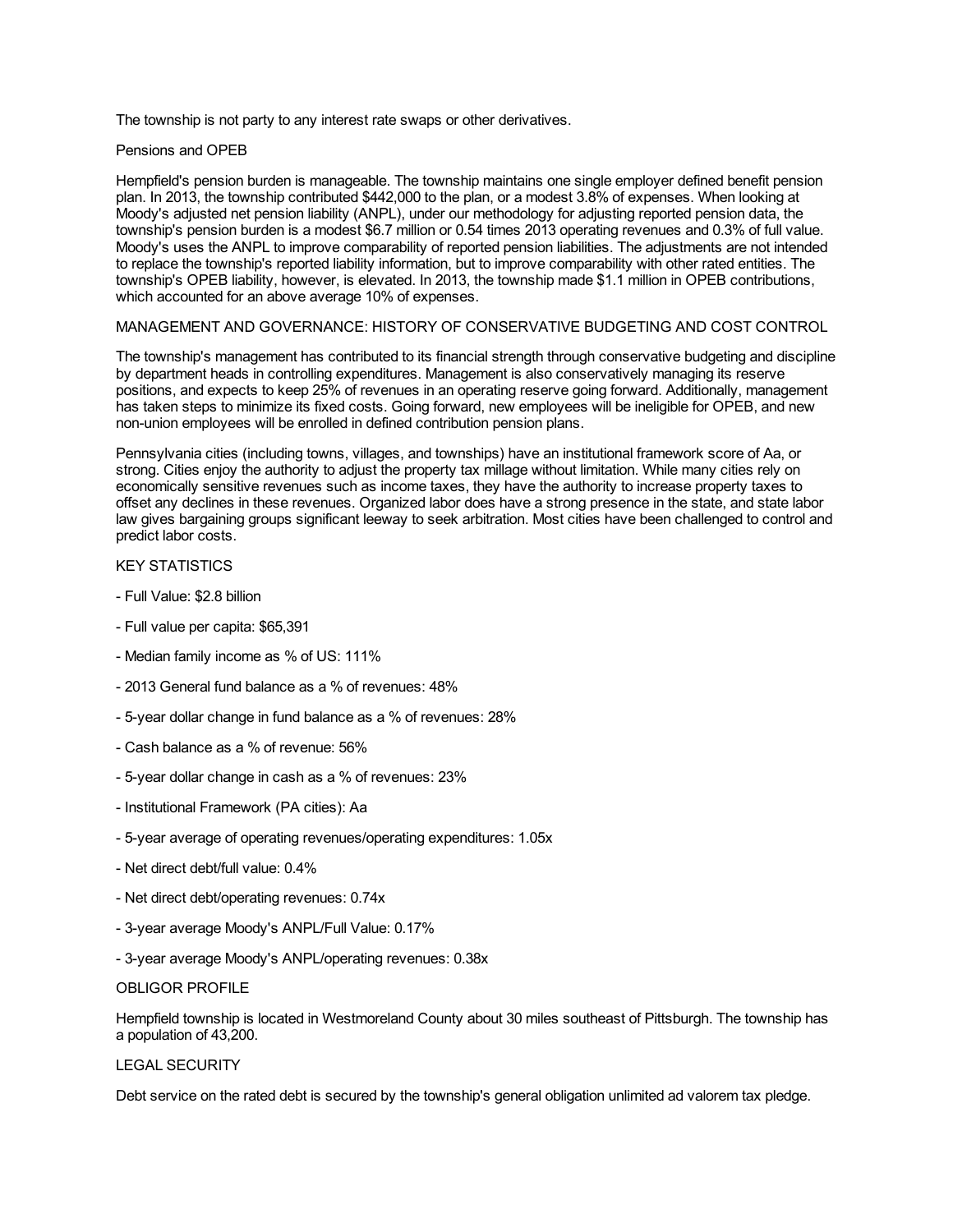The township is not party to any interest rate swaps or other derivatives.

## Pensions and OPEB

Hempfield's pension burden is manageable. The township maintains one single employer defined benefit pension plan. In 2013, the township contributed $442,000 to the plan, or a modest 3.8% of expenses. When looking at Moody's adjusted net pension liability (ANPL), under our methodology for adjusting reported pension data, the township's pension burden is a modest $6.7 million or 0.54 times 2013 operating revenues and 0.3% of full value. Moody's uses the ANPL to improve comparability of reported pension liabilities. The adjustments are not intended to replace the township's reported liability information, but to improve comparability with other rated entities. The township's OPEB liability, however, is elevated. In 2013, the township made $1.1 million in OPEB contributions, which accounted for an above average 10% of expenses.

## MANAGEMENT AND GOVERNANCE: HISTORY OF CONSERVATIVE BUDGETING AND COST CONTROL

The township's management has contributed to its financial strength through conservative budgeting and discipline by department heads in controlling expenditures. Management is also conservatively managing its reserve positions, and expects to keep 25% of revenues in an operating reserve going forward. Additionally, management has taken steps to minimize its fixed costs. Going forward, new employees will be ineligible for OPEB, and new non-union employees will be enrolled in defined contribution pension plans.

Pennsylvania cities (including towns, villages, and townships) have an institutional framework score of Aa, or strong. Cities enjoy the authority to adjust the property tax millage without limitation. While many cities rely on economically sensitive revenues such as income taxes, they have the authority to increase property taxes to offset any declines in these revenues. Organized labor does have a strong presence in the state, and state labor law gives bargaining groups significant leeway to seek arbitration. Most cities have been challenged to control and predict labor costs.

## KEY STATISTICS

- Full Value: $2.8 billion
- Full value per capita: $65,391
- Median family income as % of US: 111%
- 2013 General fund balance as a % of revenues: 48%
- 5-year dollar change in fund balance as a % of revenues: 28%
- Cash balance as a % of revenue: 56%
- 5-year dollar change in cash as a % of revenues: 23%
- Institutional Framework (PA cities): Aa
- 5-year average of operating revenues/operating expenditures: 1.05x
- Net direct debt/full value: 0.4%
- Net direct debt/operating revenues: 0.74x
- 3-year average Moody's ANPL/Full Value: 0.17%
- 3-year average Moody's ANPL/operating revenues: 0.38x

## OBLIGOR PROFILE

Hempfield township is located in Westmoreland County about 30 miles southeast of Pittsburgh. The township has a population of 43,200.

## LEGAL SECURITY

Debt service on the rated debt is secured by the township's general obligation unlimited ad valorem tax pledge.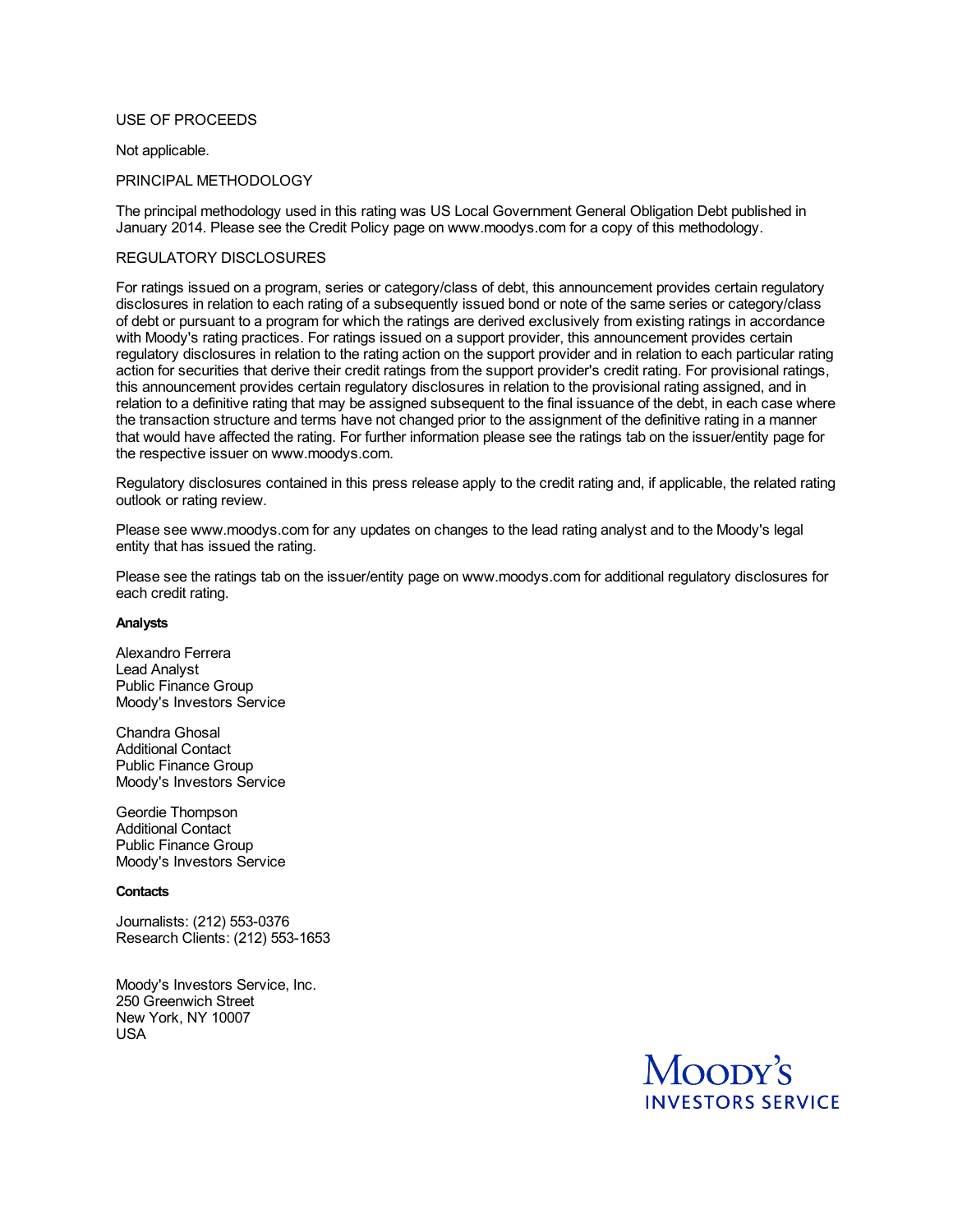USE OF PROCEEDS

Not applicable.

PRINCIPAL METHODOLOGY

The principal methodology used in this rating was US Local Government General Obligation Debt published in January 2014. Please see the Credit Policy page on www.moodys.com for a copy of this methodology.

REGULATORY DISCLOSURES

For ratings issued on a program, series or category/class of debt, this announcement provides certain regulatory disclosures in relation to each rating of a subsequently issued bond or note of the same series or category/class of debt or pursuant to a program for which the ratings are derived exclusively from existing ratings in accordance with Moody's rating practices. For ratings issued on a support provider, this announcement provides certain regulatory disclosures in relation to the rating action on the support provider and in relation to each particular rating action for securities that derive their credit ratings from the support provider's credit rating. For provisional ratings, this announcement provides certain regulatory disclosures in relation to the provisional rating assigned, and in relation to a definitive rating that may be assigned subsequent to the final issuance of the debt, in each case where the transaction structure and terms have not changed prior to the assignment of the definitive rating in a manner that would have affected the rating. For further information please see the ratings tab on the issuer/entity page for the respective issuer on www.moodys.com.

Regulatory disclosures contained in this press release apply to the credit rating and, if applicable, the related rating outlook or rating review.

Please see www.moodys.com for any updates on changes to the lead rating analyst and to the Moody's legal entity that has issued the rating.

Please see the ratings tab on the issuer/entity page on www.moodys.com for additional regulatory disclosures for each credit rating.

**Analysts**

Alexandro Ferrera
Lead Analyst
Public Finance Group
Moody's Investors Service

Chandra Ghosal
Additional Contact
Public Finance Group
Moody's Investors Service

Geordie Thompson
Additional Contact
Public Finance Group
Moody's Investors Service

**Contacts**

Journalists: (212) 553-0376
Research Clients: (212) 553-1653

Moody's Investors Service, Inc.
250 Greenwich Street
New York, NY 10007
USA

MOODY'S INVESTORS SERVICE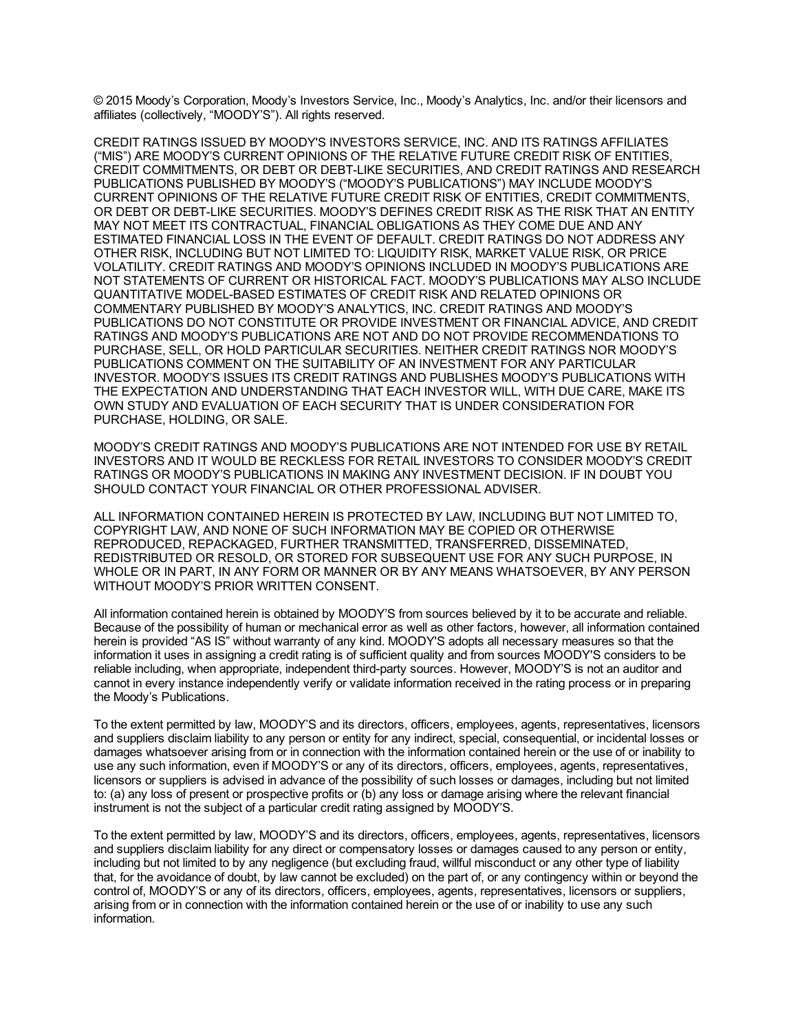© 2015 Moody's Corporation, Moody's Investors Service, Inc., Moody's Analytics, Inc. and/or their licensors and affiliates (collectively, "MOODY'S"). All rights reserved.

CREDIT RATINGS ISSUED BY MOODY'S INVESTORS SERVICE, INC. AND ITS RATINGS AFFILIATES ("MIS") ARE MOODY'S CURRENT OPINIONS OF THE RELATIVE FUTURE CREDIT RISK OF ENTITIES, CREDIT COMMITMENTS, OR DEBT OR DEBT-LIKE SECURITIES, AND CREDIT RATINGS AND RESEARCH PUBLICATIONS PUBLISHED BY MOODY'S ("MOODY'S PUBLICATIONS") MAY INCLUDE MOODY'S CURRENT OPINIONS OF THE RELATIVE FUTURE CREDIT RISK OF ENTITIES, CREDIT COMMITMENTS, OR DEBT OR DEBT-LIKE SECURITIES. MOODY'S DEFINES CREDIT RISK AS THE RISK THAT AN ENTITY MAY NOT MEET ITS CONTRACTUAL, FINANCIAL OBLIGATIONS AS THEY COME DUE AND ANY ESTIMATED FINANCIAL LOSS IN THE EVENT OF DEFAULT. CREDIT RATINGS DO NOT ADDRESS ANY OTHER RISK, INCLUDING BUT NOT LIMITED TO: LIQUIDITY RISK, MARKET VALUE RISK, OR PRICE VOLATILITY. CREDIT RATINGS AND MOODY'S OPINIONS INCLUDED IN MOODY'S PUBLICATIONS ARE NOT STATEMENTS OF CURRENT OR HISTORICAL FACT. MOODY'S PUBLICATIONS MAY ALSO INCLUDE QUANTITATIVE MODEL-BASED ESTIMATES OF CREDIT RISK AND RELATED OPINIONS OR COMMENTARY PUBLISHED BY MOODY'S ANALYTICS, INC. CREDIT RATINGS AND MOODY'S PUBLICATIONS DO NOT CONSTITUTE OR PROVIDE INVESTMENT OR FINANCIAL ADVICE, AND CREDIT RATINGS AND MOODY'S PUBLICATIONS ARE NOT AND DO NOT PROVIDE RECOMMENDATIONS TO PURCHASE, SELL, OR HOLD PARTICULAR SECURITIES. NEITHER CREDIT RATINGS NOR MOODY'S PUBLICATIONS COMMENT ON THE SUITABILITY OF AN INVESTMENT FOR ANY PARTICULAR INVESTOR. MOODY'S ISSUES ITS CREDIT RATINGS AND PUBLISHES MOODY'S PUBLICATIONS WITH THE EXPECTATION AND UNDERSTANDING THAT EACH INVESTOR WILL, WITH DUE CARE, MAKE ITS OWN STUDY AND EVALUATION OF EACH SECURITY THAT IS UNDER CONSIDERATION FOR PURCHASE, HOLDING, OR SALE.

MOODY'S CREDIT RATINGS AND MOODY'S PUBLICATIONS ARE NOT INTENDED FOR USE BY RETAIL INVESTORS AND IT WOULD BE RECKLESS FOR RETAIL INVESTORS TO CONSIDER MOODY'S CREDIT RATINGS OR MOODY'S PUBLICATIONS IN MAKING ANY INVESTMENT DECISION. IF IN DOUBT YOU SHOULD CONTACT YOUR FINANCIAL OR OTHER PROFESSIONAL ADVISER.

ALL INFORMATION CONTAINED HEREIN IS PROTECTED BY LAW, INCLUDING BUT NOT LIMITED TO, COPYRIGHT LAW, AND NONE OF SUCH INFORMATION MAY BE COPIED OR OTHERWISE REPRODUCED, REPACKAGED, FURTHER TRANSMITTED, TRANSFERRED, DISSEMINATED, REDISTRIBUTED OR RESOLD, OR STORED FOR SUBSEQUENT USE FOR ANY SUCH PURPOSE, IN WHOLE OR IN PART, IN ANY FORM OR MANNER OR BY ANY MEANS WHATSOEVER, BY ANY PERSON WITHOUT MOODY'S PRIOR WRITTEN CONSENT.

All information contained herein is obtained by MOODY'S from sources believed by it to be accurate and reliable. Because of the possibility of human or mechanical error as well as other factors, however, all information contained herein is provided "AS IS" without warranty of any kind. MOODY'S adopts all necessary measures so that the information it uses in assigning a credit rating is of sufficient quality and from sources MOODY'S considers to be reliable including, when appropriate, independent third-party sources. However, MOODY'S is not an auditor and cannot in every instance independently verify or validate information received in the rating process or in preparing the Moody's Publications.

To the extent permitted by law, MOODY'S and its directors, officers, employees, agents, representatives, licensors and suppliers disclaim liability to any person or entity for any indirect, special, consequential, or incidental losses or damages whatsoever arising from or in connection with the information contained herein or the use of or inability to use any such information, even if MOODY'S or any of its directors, officers, employees, agents, representatives, licensors or suppliers is advised in advance of the possibility of such losses or damages, including but not limited to: (a) any loss of present or prospective profits or (b) any loss or damage arising where the relevant financial instrument is not the subject of a particular credit rating assigned by MOODY'S.

To the extent permitted by law, MOODY'S and its directors, officers, employees, agents, representatives, licensors and suppliers disclaim liability for any direct or compensatory losses or damages caused to any person or entity, including but not limited to by any negligence (but excluding fraud, willful misconduct or any other type of liability that, for the avoidance of doubt, by law cannot be excluded) on the part of, or any contingency within or beyond the control of, MOODY'S or any of its directors, officers, employees, agents, representatives, licensors or suppliers, arising from or in connection with the information contained herein or the use of or inability to use any such information.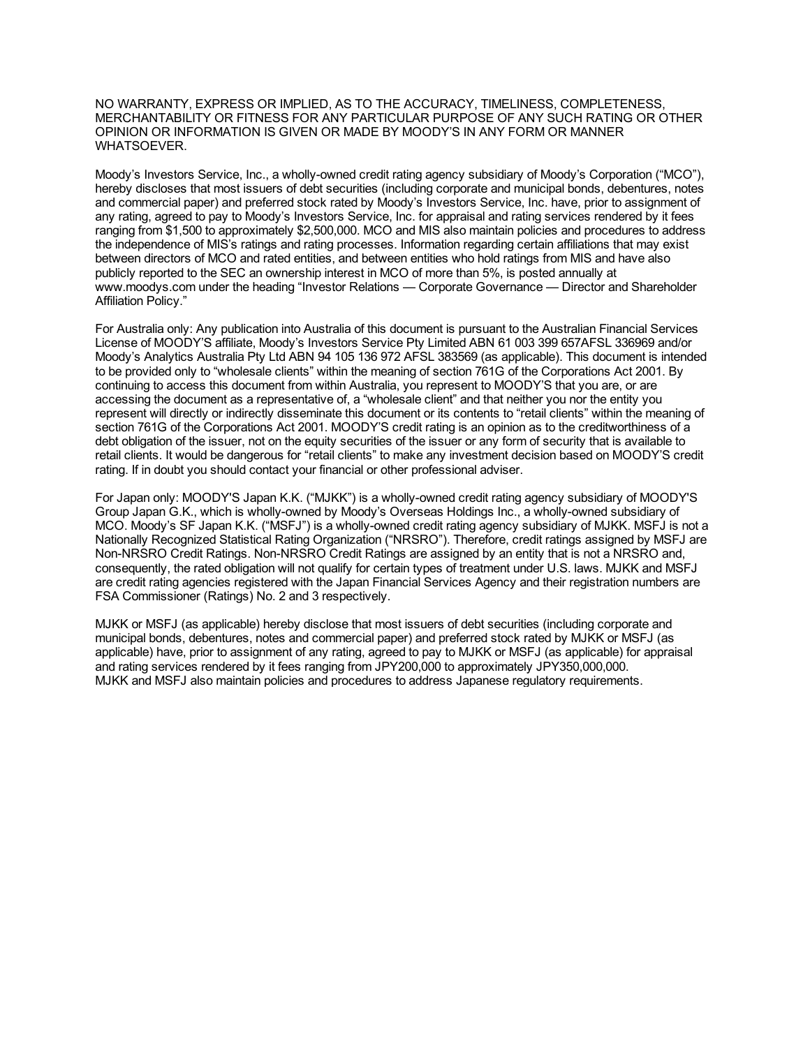NO WARRANTY, EXPRESS OR IMPLIED, AS TO THE ACCURACY, TIMELINESS, COMPLETENESS, MERCHANTABILITY OR FITNESS FOR ANY PARTICULAR PURPOSE OF ANY SUCH RATING OR OTHER OPINION OR INFORMATION IS GIVEN OR MADE BY MOODY'S IN ANY FORM OR MANNER WHATSOEVER.

Moody's Investors Service, Inc., a wholly-owned credit rating agency subsidiary of Moody's Corporation ("MCO"), hereby discloses that most issuers of debt securities (including corporate and municipal bonds, debentures, notes and commercial paper) and preferred stock rated by Moody's Investors Service, Inc. have, prior to assignment of any rating, agreed to pay to Moody's Investors Service, Inc. for appraisal and rating services rendered by it fees ranging from $1,500 to approximately $2,500,000. MCO and MIS also maintain policies and procedures to address the independence of MIS's ratings and rating processes. Information regarding certain affiliations that may exist between directors of MCO and rated entities, and between entities who hold ratings from MIS and have also publicly reported to the SEC an ownership interest in MCO of more than 5%, is posted annually at www.moodys.com under the heading "Investor Relations — Corporate Governance — Director and Shareholder Affiliation Policy."

For Australia only: Any publication into Australia of this document is pursuant to the Australian Financial Services License of MOODY'S affiliate, Moody's Investors Service Pty Limited ABN 61 003 399 657AFSL 336969 and/or Moody's Analytics Australia Pty Ltd ABN 94 105 136 972 AFSL 383569 (as applicable). This document is intended to be provided only to "wholesale clients" within the meaning of section 761G of the Corporations Act 2001. By continuing to access this document from within Australia, you represent to MOODY'S that you are, or are accessing the document as a representative of, a "wholesale client" and that neither you nor the entity you represent will directly or indirectly disseminate this document or its contents to "retail clients" within the meaning of section 761G of the Corporations Act 2001. MOODY'S credit rating is an opinion as to the creditworthiness of a debt obligation of the issuer, not on the equity securities of the issuer or any form of security that is available to retail clients. It would be dangerous for "retail clients" to make any investment decision based on MOODY'S credit rating. If in doubt you should contact your financial or other professional adviser.

For Japan only: MOODY'S Japan K.K. ("MJKK") is a wholly-owned credit rating agency subsidiary of MOODY'S Group Japan G.K., which is wholly-owned by Moody's Overseas Holdings Inc., a wholly-owned subsidiary of MCO. Moody's SF Japan K.K. ("MSFJ") is a wholly-owned credit rating agency subsidiary of MJKK. MSFJ is not a Nationally Recognized Statistical Rating Organization ("NRSRO"). Therefore, credit ratings assigned by MSFJ are Non-NRSRO Credit Ratings. Non-NRSRO Credit Ratings are assigned by an entity that is not a NRSRO and, consequently, the rated obligation will not qualify for certain types of treatment under U.S. laws. MJKK and MSFJ are credit rating agencies registered with the Japan Financial Services Agency and their registration numbers are FSA Commissioner (Ratings) No. 2 and 3 respectively.

MJKK or MSFJ (as applicable) hereby disclose that most issuers of debt securities (including corporate and municipal bonds, debentures, notes and commercial paper) and preferred stock rated by MJKK or MSFJ (as applicable) have, prior to assignment of any rating, agreed to pay to MJKK or MSFJ (as applicable) for appraisal and rating services rendered by it fees ranging from JPY200,000 to approximately JPY350,000,000.
MJKK and MSFJ also maintain policies and procedures to address Japanese regulatory requirements.